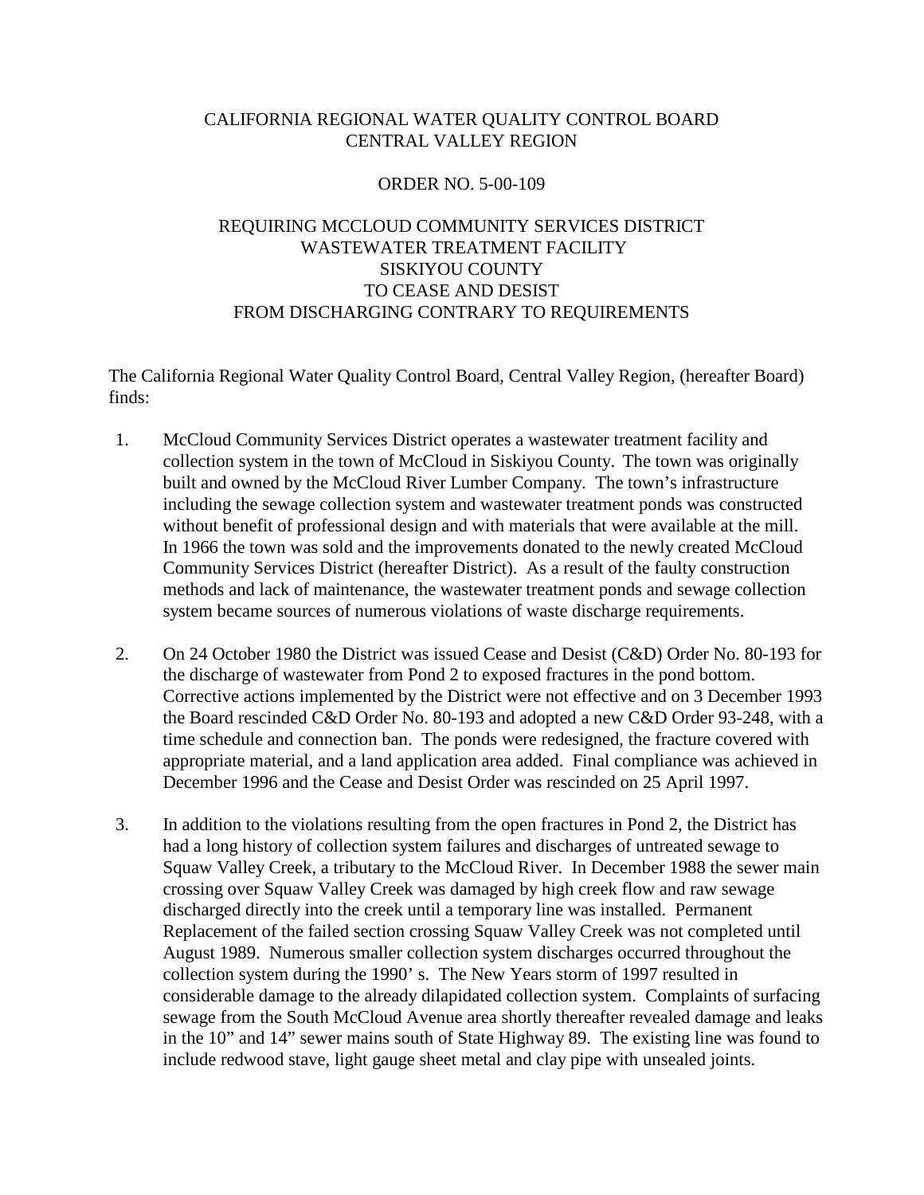# CALIFORNIA REGIONAL WATER QUALITY CONTROL BOARD
# CENTRAL VALLEY REGION

## ORDER NO. 5-00-109

## REQUIRING MCCLOUD COMMUNITY SERVICES DISTRICT
## WASTEWATER TREATMENT FACILITY
## SISKIYOU COUNTY
## TO CEASE AND DESIST
## FROM DISCHARGING CONTRARY TO REQUIREMENTS

The California Regional Water Quality Control Board, Central Valley Region, (hereafter Board) finds:

1. McCloud Community Services District operates a wastewater treatment facility and collection system in the town of McCloud in Siskiyou County. The town was originally built and owned by the McCloud River Lumber Company. The town's infrastructure including the sewage collection system and wastewater treatment ponds was constructed without benefit of professional design and with materials that were available at the mill. In 1966 the town was sold and the improvements donated to the newly created McCloud Community Services District (hereafter District). As a result of the faulty construction methods and lack of maintenance, the wastewater treatment ponds and sewage collection system became sources of numerous violations of waste discharge requirements.

2. On 24 October 1980 the District was issued Cease and Desist (C&D) Order No. 80-193 for the discharge of wastewater from Pond 2 to exposed fractures in the pond bottom. Corrective actions implemented by the District were not effective and on 3 December 1993 the Board rescinded C&D Order No. 80-193 and adopted a new C&D Order 93-248, with a time schedule and connection ban. The ponds were redesigned, the fracture covered with appropriate material, and a land application area added. Final compliance was achieved in December 1996 and the Cease and Desist Order was rescinded on 25 April 1997.

3. In addition to the violations resulting from the open fractures in Pond 2, the District has had a long history of collection system failures and discharges of untreated sewage to Squaw Valley Creek, a tributary to the McCloud River. In December 1988 the sewer main crossing over Squaw Valley Creek was damaged by high creek flow and raw sewage discharged directly into the creek until a temporary line was installed. Permanent Replacement of the failed section crossing Squaw Valley Creek was not completed until August 1989. Numerous smaller collection system discharges occurred throughout the collection system during the 1990' s. The New Years storm of 1997 resulted in considerable damage to the already dilapidated collection system. Complaints of surfacing sewage from the South McCloud Avenue area shortly thereafter revealed damage and leaks in the 10" and 14" sewer mains south of State Highway 89. The existing line was found to include redwood stave, light gauge sheet metal and clay pipe with unsealed joints.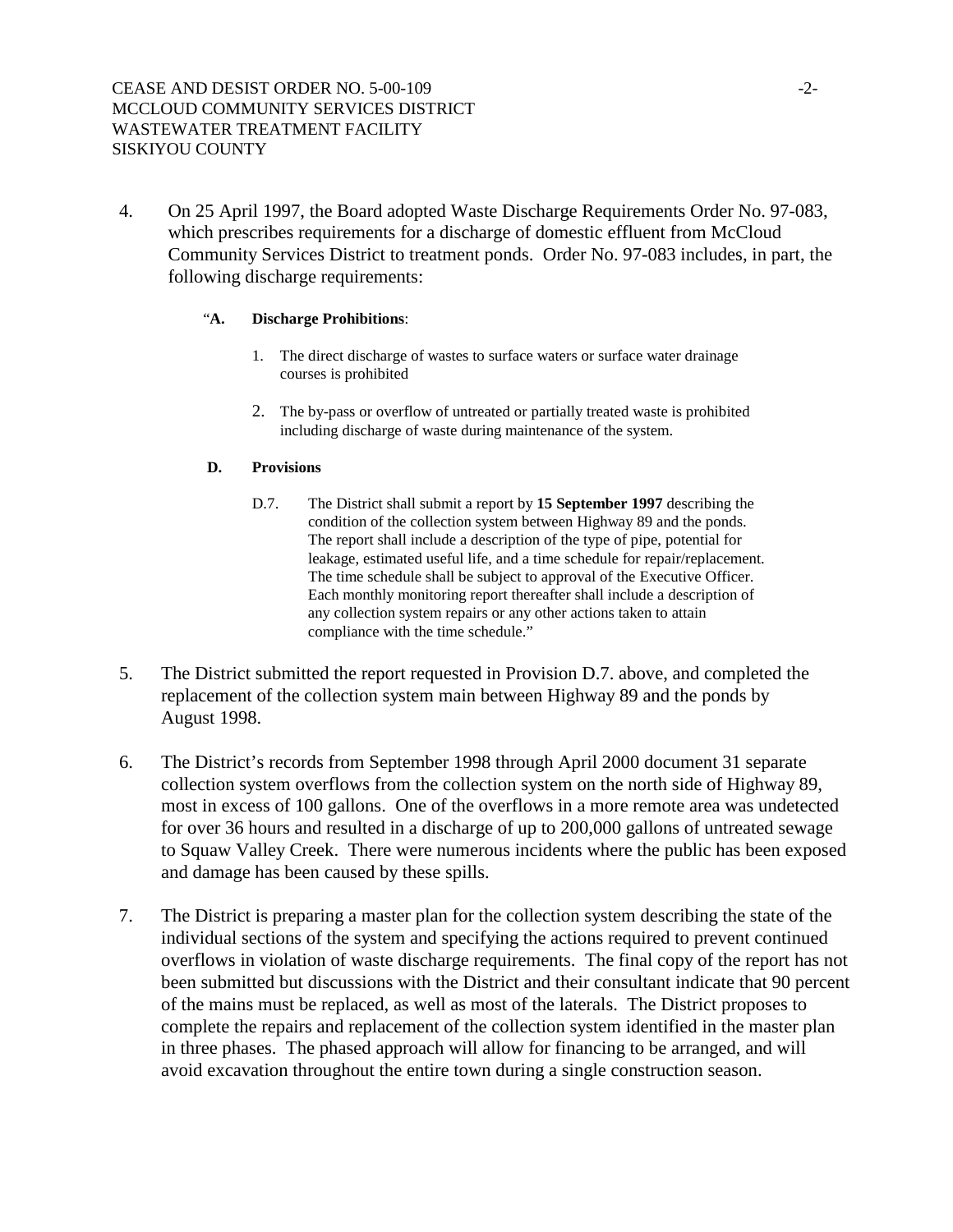4. On 25 April 1997, the Board adopted Waste Discharge Requirements Order No. 97-083, which prescribes requirements for a discharge of domestic effluent from McCloud Community Services District to treatment ponds. Order No. 97-083 includes, in part, the following discharge requirements:

   "**A. Discharge Prohibitions**:

   1. The direct discharge of wastes to surface waters or surface water drainage courses is prohibited

   2. The by-pass or overflow of untreated or partially treated waste is prohibited including discharge of waste during maintenance of the system.

   **D. Provisions**

   D.7. The District shall submit a report by **15 September 1997** describing the condition of the collection system between Highway 89 and the ponds. The report shall include a description of the type of pipe, potential for leakage, estimated useful life, and a time schedule for repair/replacement. The time schedule shall be subject to approval of the Executive Officer. Each monthly monitoring report thereafter shall include a description of any collection system repairs or any other actions taken to attain compliance with the time schedule."

5. The District submitted the report requested in Provision D.7. above, and completed the replacement of the collection system main between Highway 89 and the ponds by August 1998.

6. The District's records from September 1998 through April 2000 document 31 separate collection system overflows from the collection system on the north side of Highway 89, most in excess of 100 gallons. One of the overflows in a more remote area was undetected for over 36 hours and resulted in a discharge of up to 200,000 gallons of untreated sewage to Squaw Valley Creek. There were numerous incidents where the public has been exposed and damage has been caused by these spills.

7. The District is preparing a master plan for the collection system describing the state of the individual sections of the system and specifying the actions required to prevent continued overflows in violation of waste discharge requirements. The final copy of the report has not been submitted but discussions with the District and their consultant indicate that 90 percent of the mains must be replaced, as well as most of the laterals. The District proposes to complete the repairs and replacement of the collection system identified in the master plan in three phases. The phased approach will allow for financing to be arranged, and will avoid excavation throughout the entire town during a single construction season.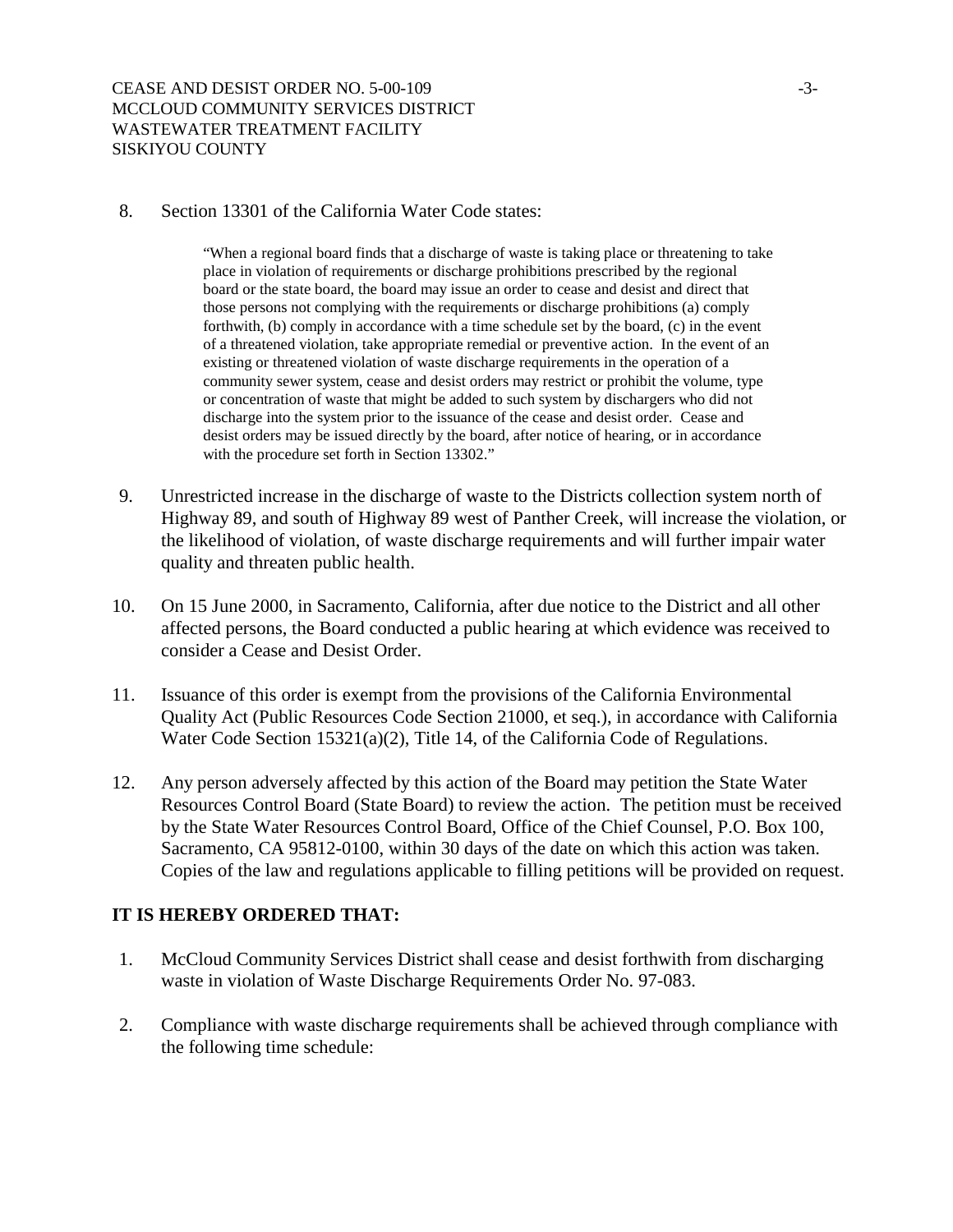8. Section 13301 of the California Water Code states:

> "When a regional board finds that a discharge of waste is taking place or threatening to take place in violation of requirements or discharge prohibitions prescribed by the regional board or the state board, the board may issue an order to cease and desist and direct that those persons not complying with the requirements or discharge prohibitions (a) comply forthwith, (b) comply in accordance with a time schedule set by the board, (c) in the event of a threatened violation, take appropriate remedial or preventive action. In the event of an existing or threatened violation of waste discharge requirements in the operation of a community sewer system, cease and desist orders may restrict or prohibit the volume, type or concentration of waste that might be added to such system by dischargers who did not discharge into the system prior to the issuance of the cease and desist order. Cease and desist orders may be issued directly by the board, after notice of hearing, or in accordance with the procedure set forth in Section 13302."

9. Unrestricted increase in the discharge of waste to the Districts collection system north of Highway 89, and south of Highway 89 west of Panther Creek, will increase the violation, or the likelihood of violation, of waste discharge requirements and will further impair water quality and threaten public health.

10. On 15 June 2000, in Sacramento, California, after due notice to the District and all other affected persons, the Board conducted a public hearing at which evidence was received to consider a Cease and Desist Order.

11. Issuance of this order is exempt from the provisions of the California Environmental Quality Act (Public Resources Code Section 21000, et seq.), in accordance with California Water Code Section 15321(a)(2), Title 14, of the California Code of Regulations.

12. Any person adversely affected by this action of the Board may petition the State Water Resources Control Board (State Board) to review the action. The petition must be received by the State Water Resources Control Board, Office of the Chief Counsel, P.O. Box 100, Sacramento, CA 95812-0100, within 30 days of the date on which this action was taken. Copies of the law and regulations applicable to filling petitions will be provided on request.

**IT IS HEREBY ORDERED THAT:**

1. McCloud Community Services District shall cease and desist forthwith from discharging waste in violation of Waste Discharge Requirements Order No. 97-083.

2. Compliance with waste discharge requirements shall be achieved through compliance with the following time schedule: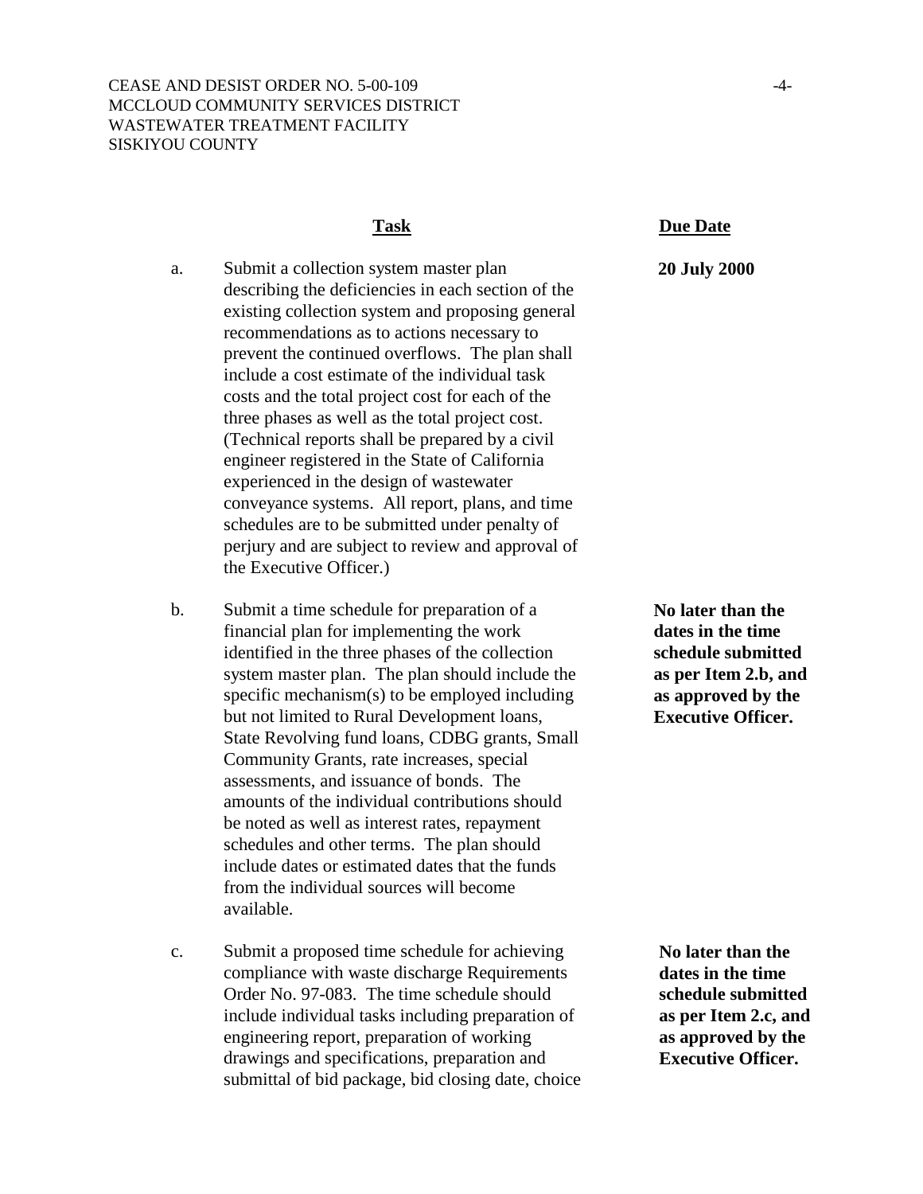| | Task | Due Date |
|---|---|---|
| a. | Submit a collection system master plan describing the deficiencies in each section of the existing collection system and proposing general recommendations as to actions necessary to prevent the continued overflows. The plan shall include a cost estimate of the individual task costs and the total project cost for each of the three phases as well as the total project cost. (Technical reports shall be prepared by a civil engineer registered in the State of California experienced in the design of wastewater conveyance systems. All report, plans, and time schedules are to be submitted under penalty of perjury and are subject to review and approval of the Executive Officer.) | **20 July 2000** |
| b. | Submit a time schedule for preparation of a financial plan for implementing the work identified in the three phases of the collection system master plan. The plan should include the specific mechanism(s) to be employed including but not limited to Rural Development loans, State Revolving fund loans, CDBG grants, Small Community Grants, rate increases, special assessments, and issuance of bonds. The amounts of the individual contributions should be noted as well as interest rates, repayment schedules and other terms. The plan should include dates or estimated dates that the funds from the individual sources will become available. | **No later than the dates in the time schedule submitted as per Item 2.b, and as approved by the Executive Officer.** |
| c. | Submit a proposed time schedule for achieving compliance with waste discharge Requirements Order No. 97-083. The time schedule should include individual tasks including preparation of engineering report, preparation of working drawings and specifications, preparation and submittal of bid package, bid closing date, choice | **No later than the dates in the time schedule submitted as per Item 2.c, and as approved by the Executive Officer.** |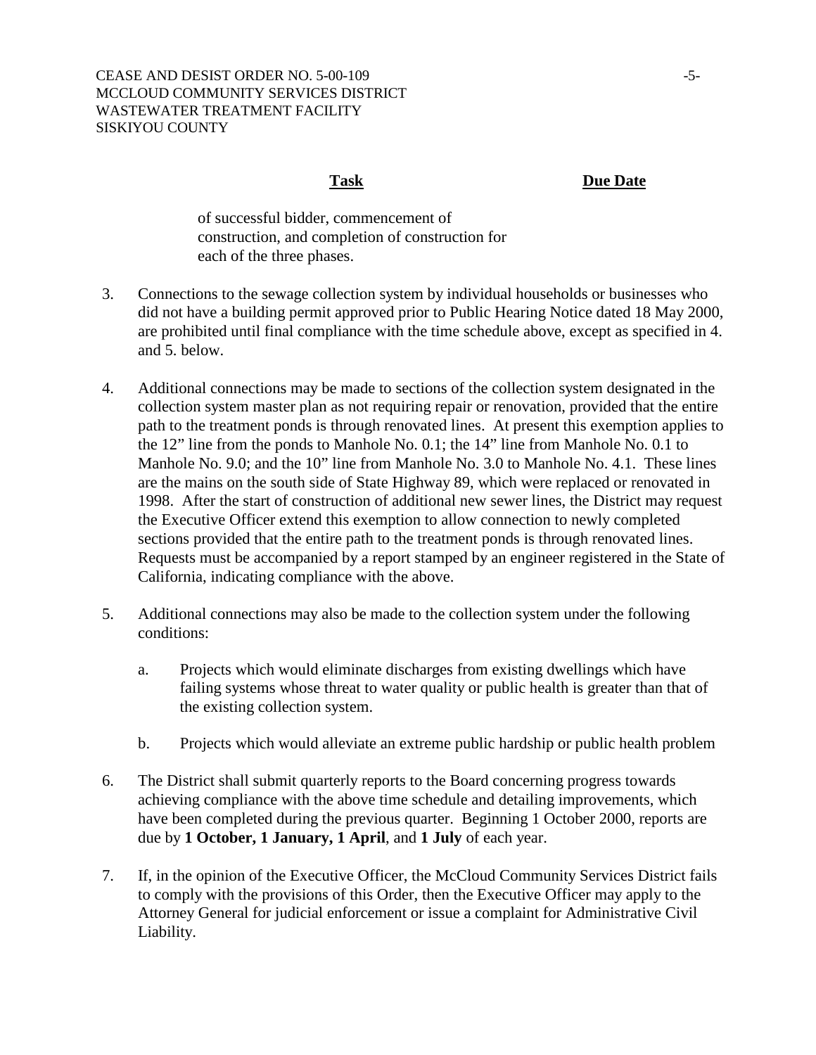| Task | Due Date |
| --- | --- |
| of successful bidder, commencement of construction, and completion of construction for each of the three phases. | |

3. Connections to the sewage collection system by individual households or businesses who did not have a building permit approved prior to Public Hearing Notice dated 18 May 2000, are prohibited until final compliance with the time schedule above, except as specified in 4. and 5. below.

4. Additional connections may be made to sections of the collection system designated in the collection system master plan as not requiring repair or renovation, provided that the entire path to the treatment ponds is through renovated lines. At present this exemption applies to the 12" line from the ponds to Manhole No. 0.1; the 14" line from Manhole No. 0.1 to Manhole No. 9.0; and the 10" line from Manhole No. 3.0 to Manhole No. 4.1. These lines are the mains on the south side of State Highway 89, which were replaced or renovated in 1998. After the start of construction of additional new sewer lines, the District may request the Executive Officer extend this exemption to allow connection to newly completed sections provided that the entire path to the treatment ponds is through renovated lines. Requests must be accompanied by a report stamped by an engineer registered in the State of California, indicating compliance with the above.

5. Additional connections may also be made to the collection system under the following conditions:

   a. Projects which would eliminate discharges from existing dwellings which have failing systems whose threat to water quality or public health is greater than that of the existing collection system.

   b. Projects which would alleviate an extreme public hardship or public health problem

6. The District shall submit quarterly reports to the Board concerning progress towards achieving compliance with the above time schedule and detailing improvements, which have been completed during the previous quarter. Beginning 1 October 2000, reports are due by **1 October, 1 January, 1 April**, and **1 July** of each year.

7. If, in the opinion of the Executive Officer, the McCloud Community Services District fails to comply with the provisions of this Order, then the Executive Officer may apply to the Attorney General for judicial enforcement or issue a complaint for Administrative Civil Liability.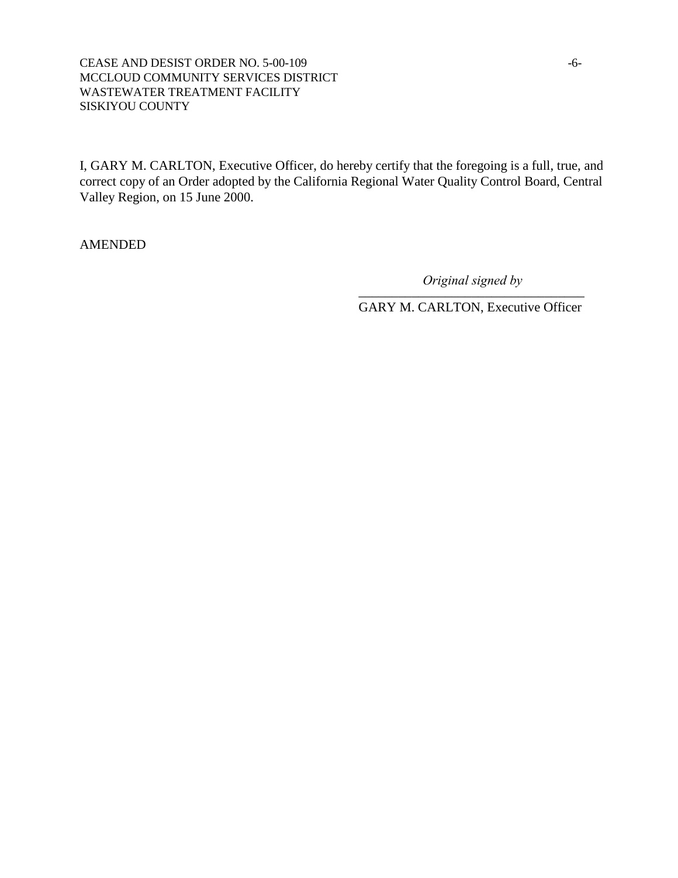I, GARY M. CARLTON, Executive Officer, do hereby certify that the foregoing is a full, true, and correct copy of an Order adopted by the California Regional Water Quality Control Board, Central Valley Region, on 15 June 2000.

AMENDED

*Original signed by*

GARY M. CARLTON, Executive Officer